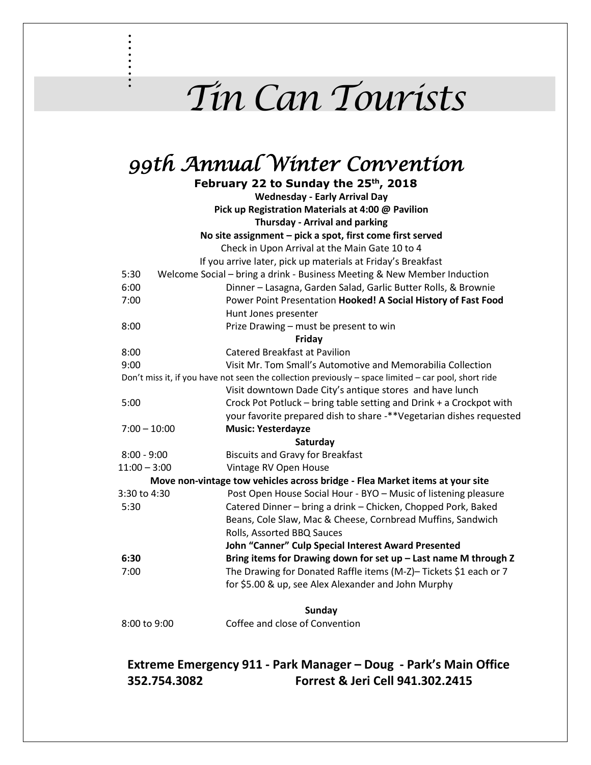# Tin Can Tourists

## 99th Annual Winter Convention

**February 22 to Sunday the 25th, 2018**

**Wednesday - Early Arrival Day**

**Pick up Registration Materials at 4:00 @ Pavilion**

**Thursday - Arrival and parking**

**No site assignment – pick a spot, first come first served**

Check in Upon Arrival at the Main Gate 10 to 4

If you arrive later, pick up materials at Friday's Breakfast

5:30 Welcome Social – bring a drink - Business Meeting & New Member Induction

6:00 Dinner – Lasagna, Garden Salad, Garlic Butter Rolls, & Brownie

7:00 Power Point Presentation **Hooked! A Social History of Fast Food**
Hunt Jones presenter

8:00 Prize Drawing – must be present to win

**Friday**

8:00 Catered Breakfast at Pavilion

9:00 Visit Mr. Tom Small's Automotive and Memorabilia Collection

Don't miss it, if you have not seen the collection previously – space limited – car pool, short ride

Visit downtown Dade City's antique stores and have lunch

5:00 Crock Pot Potluck – bring table setting and Drink + a Crockpot with your favorite prepared dish to share -**Vegetarian dishes requested

7:00 – 10:00 **Music: Yesterdayze**

**Saturday**

8:00 - 9:00 Biscuits and Gravy for Breakfast

11:00 – 3:00 Vintage RV Open House

**Move non-vintage tow vehicles across bridge - Flea Market items at your site**

3:30 to 4:30 Post Open House Social Hour - BYO – Music of listening pleasure

5:30 Catered Dinner – bring a drink – Chicken, Chopped Pork, Baked Beans, Cole Slaw, Mac & Cheese, Cornbread Muffins, Sandwich Rolls, Assorted BBQ Sauces

**John "Canner" Culp Special Interest Award Presented**

**6:30 Bring items for Drawing down for set up – Last name M through Z**

7:00 The Drawing for Donated Raffle items (M-Z)– Tickets $1 each or 7 for $5.00 & up, see Alex Alexander and John Murphy

**Sunday**

8:00 to 9:00 Coffee and close of Convention

**Extreme Emergency 911 - Park Manager – Doug - Park's Main Office 352.754.3082 Forrest & Jeri Cell 941.302.2415**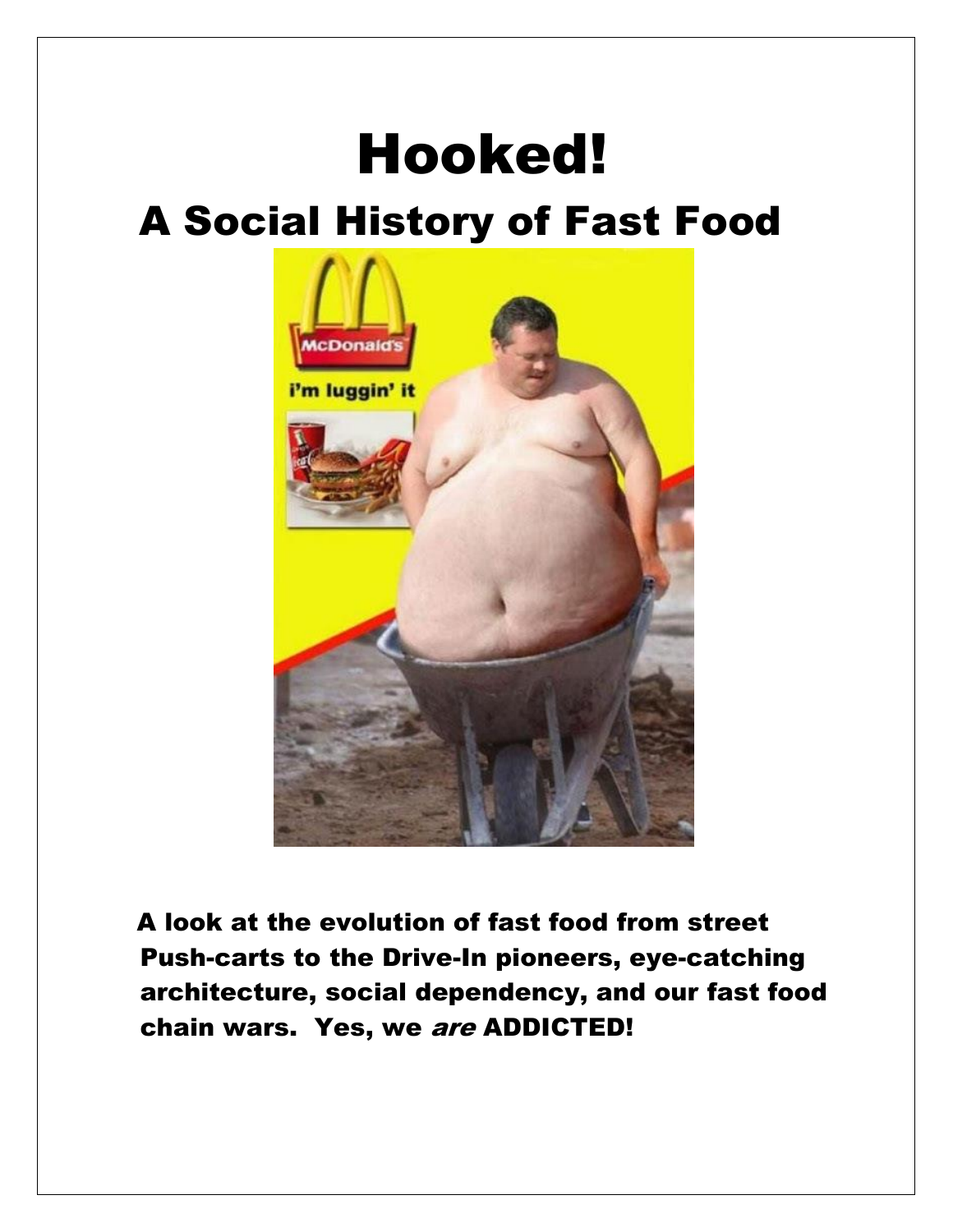# Hooked!

## A Social History of Fast Food

**A look at the evolution of fast food from street Push-carts to the Drive-In pioneers, eye-catching architecture, social dependency, and our fast food chain wars. Yes, we *are* ADDICTED!**